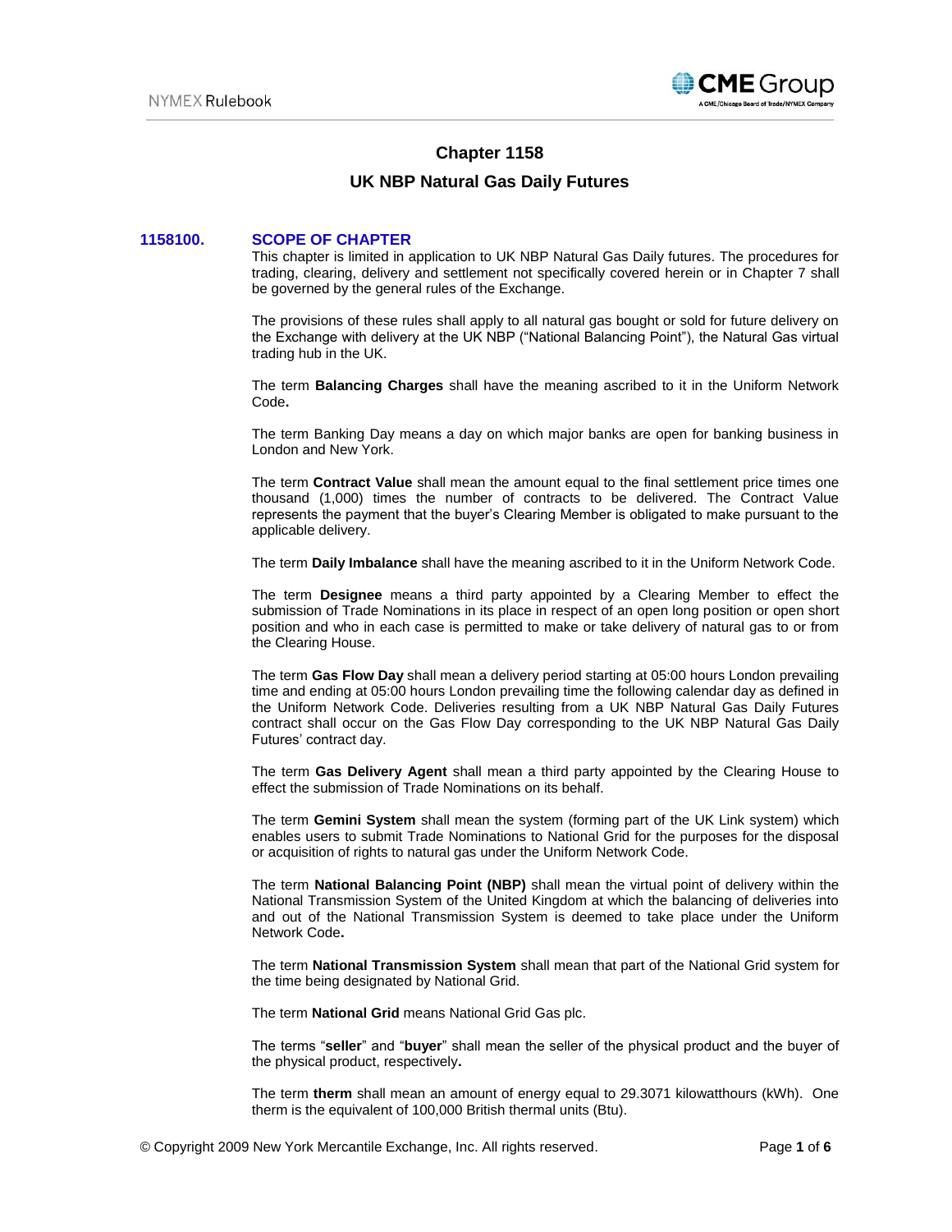# Chapter 1158

## UK NBP Natural Gas Daily Futures

### 1158100. SCOPE OF CHAPTER

This chapter is limited in application to UK NBP Natural Gas Daily futures. The procedures for trading, clearing, delivery and settlement not specifically covered herein or in Chapter 7 shall be governed by the general rules of the Exchange.

The provisions of these rules shall apply to all natural gas bought or sold for future delivery on the Exchange with delivery at the UK NBP ("National Balancing Point"), the Natural Gas virtual trading hub in the UK.

The term **Balancing Charges** shall have the meaning ascribed to it in the Uniform Network Code**.**

The term Banking Day means a day on which major banks are open for banking business in London and New York.

The term **Contract Value** shall mean the amount equal to the final settlement price times one thousand (1,000) times the number of contracts to be delivered. The Contract Value represents the payment that the buyer's Clearing Member is obligated to make pursuant to the applicable delivery.

The term **Daily Imbalance** shall have the meaning ascribed to it in the Uniform Network Code.

The term **Designee** means a third party appointed by a Clearing Member to effect the submission of Trade Nominations in its place in respect of an open long position or open short position and who in each case is permitted to make or take delivery of natural gas to or from the Clearing House.

The term **Gas Flow Day** shall mean a delivery period starting at 05:00 hours London prevailing time and ending at 05:00 hours London prevailing time the following calendar day as defined in the Uniform Network Code. Deliveries resulting from a UK NBP Natural Gas Daily Futures contract shall occur on the Gas Flow Day corresponding to the UK NBP Natural Gas Daily Futures' contract day.

The term **Gas Delivery Agent** shall mean a third party appointed by the Clearing House to effect the submission of Trade Nominations on its behalf.

The term **Gemini System** shall mean the system (forming part of the UK Link system) which enables users to submit Trade Nominations to National Grid for the purposes for the disposal or acquisition of rights to natural gas under the Uniform Network Code.

The term **National Balancing Point (NBP)** shall mean the virtual point of delivery within the National Transmission System of the United Kingdom at which the balancing of deliveries into and out of the National Transmission System is deemed to take place under the Uniform Network Code**.**

The term **National Transmission System** shall mean that part of the National Grid system for the time being designated by National Grid.

The term **National Grid** means National Grid Gas plc.

The terms "**seller**" and "**buyer**" shall mean the seller of the physical product and the buyer of the physical product, respectively**.**

The term **therm** shall mean an amount of energy equal to 29.3071 kilowatthours (kWh). One therm is the equivalent of 100,000 British thermal units (Btu).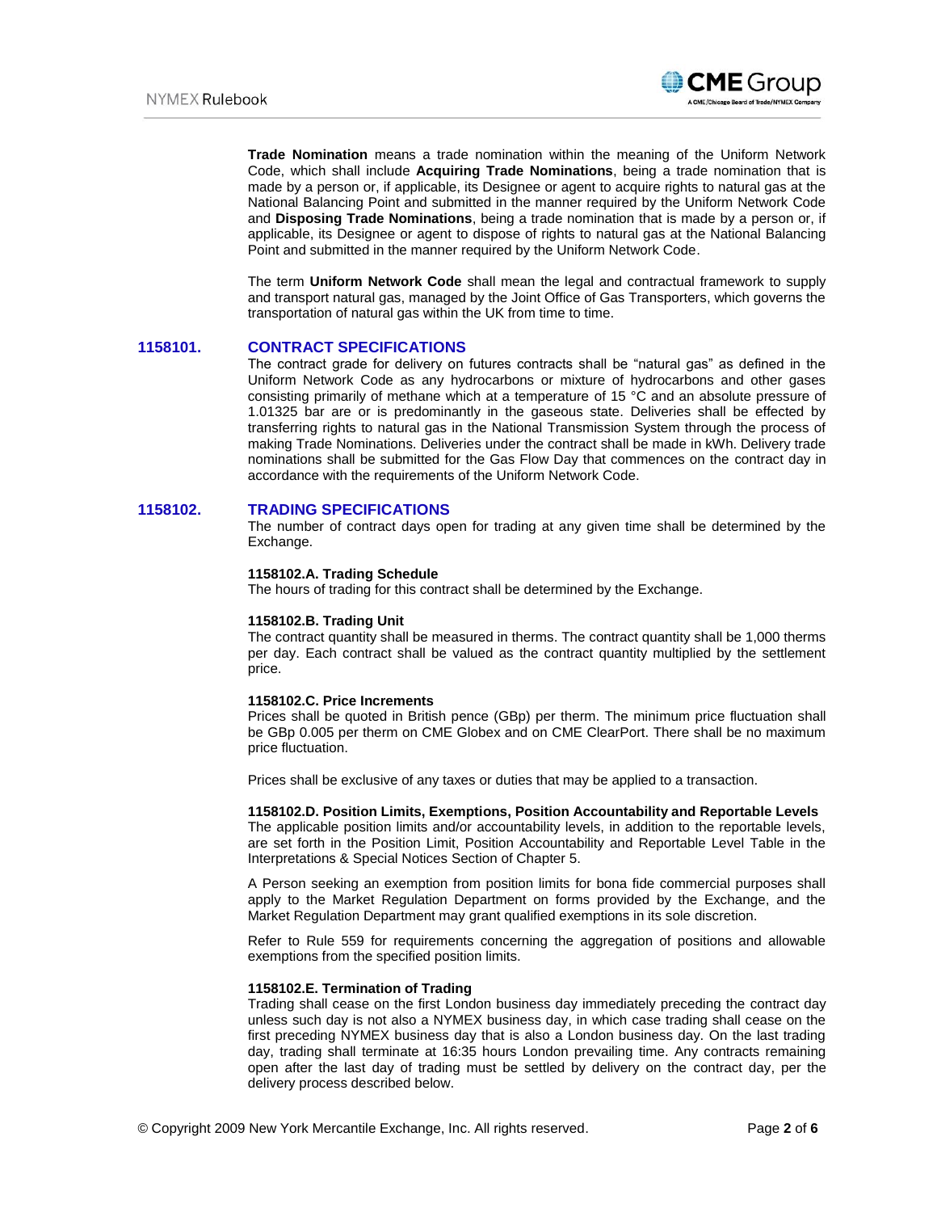**Trade Nomination** means a trade nomination within the meaning of the Uniform Network Code, which shall include **Acquiring Trade Nominations**, being a trade nomination that is made by a person or, if applicable, its Designee or agent to acquire rights to natural gas at the National Balancing Point and submitted in the manner required by the Uniform Network Code and **Disposing Trade Nominations**, being a trade nomination that is made by a person or, if applicable, its Designee or agent to dispose of rights to natural gas at the National Balancing Point and submitted in the manner required by the Uniform Network Code.

The term **Uniform Network Code** shall mean the legal and contractual framework to supply and transport natural gas, managed by the Joint Office of Gas Transporters, which governs the transportation of natural gas within the UK from time to time.

## 1158101. CONTRACT SPECIFICATIONS

The contract grade for delivery on futures contracts shall be "natural gas" as defined in the Uniform Network Code as any hydrocarbons or mixture of hydrocarbons and other gases consisting primarily of methane which at a temperature of 15 °C and an absolute pressure of 1.01325 bar are or is predominantly in the gaseous state. Deliveries shall be effected by transferring rights to natural gas in the National Transmission System through the process of making Trade Nominations. Deliveries under the contract shall be made in kWh. Delivery trade nominations shall be submitted for the Gas Flow Day that commences on the contract day in accordance with the requirements of the Uniform Network Code.

## 1158102. TRADING SPECIFICATIONS

The number of contract days open for trading at any given time shall be determined by the Exchange.

### 1158102.A. Trading Schedule

The hours of trading for this contract shall be determined by the Exchange.

### 1158102.B. Trading Unit

The contract quantity shall be measured in therms. The contract quantity shall be 1,000 therms per day. Each contract shall be valued as the contract quantity multiplied by the settlement price.

### 1158102.C. Price Increments

Prices shall be quoted in British pence (GBp) per therm. The minimum price fluctuation shall be GBp 0.005 per therm on CME Globex and on CME ClearPort. There shall be no maximum price fluctuation.

Prices shall be exclusive of any taxes or duties that may be applied to a transaction.

### 1158102.D. Position Limits, Exemptions, Position Accountability and Reportable Levels

The applicable position limits and/or accountability levels, in addition to the reportable levels, are set forth in the Position Limit, Position Accountability and Reportable Level Table in the Interpretations & Special Notices Section of Chapter 5.

A Person seeking an exemption from position limits for bona fide commercial purposes shall apply to the Market Regulation Department on forms provided by the Exchange, and the Market Regulation Department may grant qualified exemptions in its sole discretion.

Refer to Rule 559 for requirements concerning the aggregation of positions and allowable exemptions from the specified position limits.

### 1158102.E. Termination of Trading

Trading shall cease on the first London business day immediately preceding the contract day unless such day is not also a NYMEX business day, in which case trading shall cease on the first preceding NYMEX business day that is also a London business day. On the last trading day, trading shall terminate at 16:35 hours London prevailing time. Any contracts remaining open after the last day of trading must be settled by delivery on the contract day, per the delivery process described below.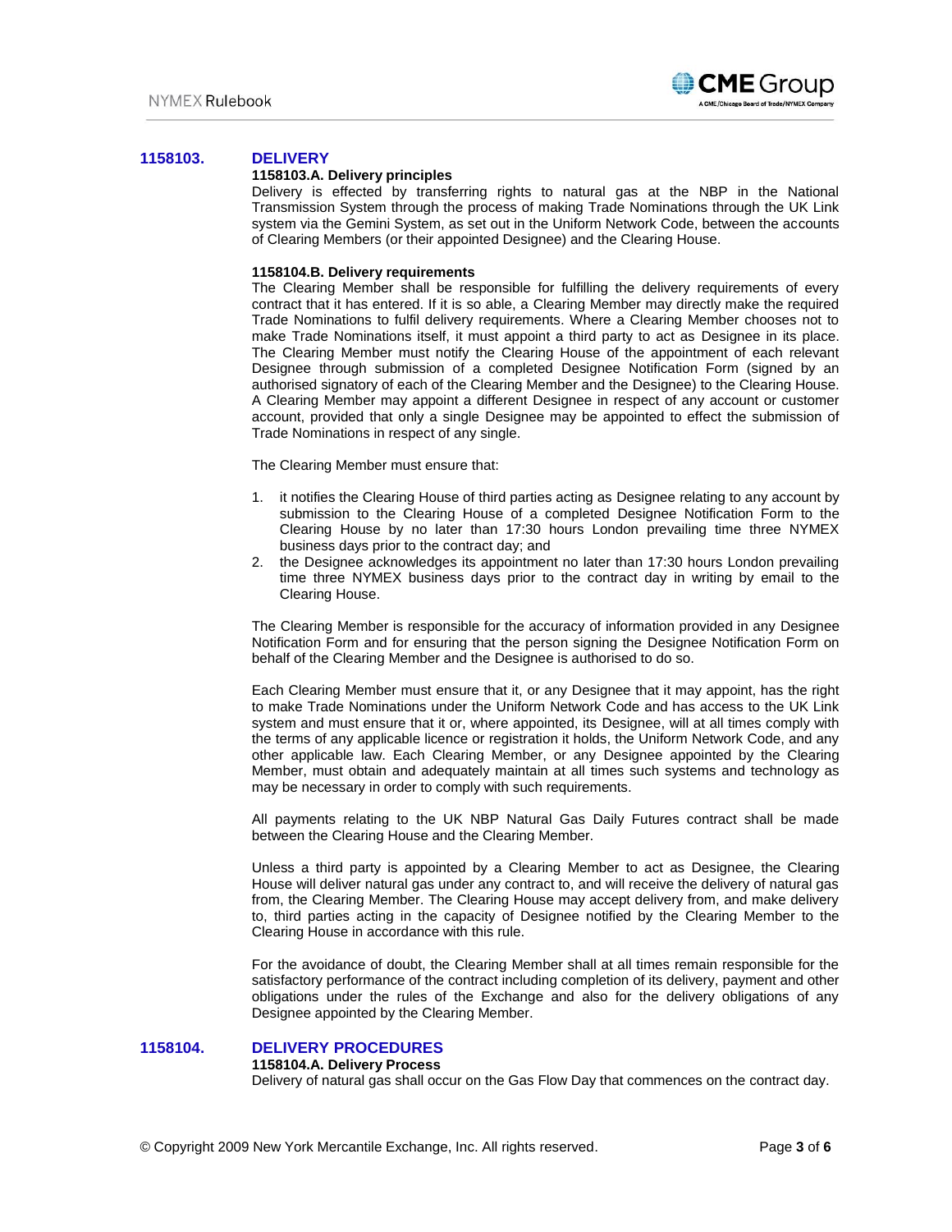## 1158103. DELIVERY

### 1158103.A. Delivery principles

Delivery is effected by transferring rights to natural gas at the NBP in the National Transmission System through the process of making Trade Nominations through the UK Link system via the Gemini System, as set out in the Uniform Network Code, between the accounts of Clearing Members (or their appointed Designee) and the Clearing House.

### 1158104.B. Delivery requirements

The Clearing Member shall be responsible for fulfilling the delivery requirements of every contract that it has entered. If it is so able, a Clearing Member may directly make the required Trade Nominations to fulfil delivery requirements. Where a Clearing Member chooses not to make Trade Nominations itself, it must appoint a third party to act as Designee in its place. The Clearing Member must notify the Clearing House of the appointment of each relevant Designee through submission of a completed Designee Notification Form (signed by an authorised signatory of each of the Clearing Member and the Designee) to the Clearing House. A Clearing Member may appoint a different Designee in respect of any account or customer account, provided that only a single Designee may be appointed to effect the submission of Trade Nominations in respect of any single.

The Clearing Member must ensure that:

1. it notifies the Clearing House of third parties acting as Designee relating to any account by submission to the Clearing House of a completed Designee Notification Form to the Clearing House by no later than 17:30 hours London prevailing time three NYMEX business days prior to the contract day; and
2. the Designee acknowledges its appointment no later than 17:30 hours London prevailing time three NYMEX business days prior to the contract day in writing by email to the Clearing House.

The Clearing Member is responsible for the accuracy of information provided in any Designee Notification Form and for ensuring that the person signing the Designee Notification Form on behalf of the Clearing Member and the Designee is authorised to do so.

Each Clearing Member must ensure that it, or any Designee that it may appoint, has the right to make Trade Nominations under the Uniform Network Code and has access to the UK Link system and must ensure that it or, where appointed, its Designee, will at all times comply with the terms of any applicable licence or registration it holds, the Uniform Network Code, and any other applicable law. Each Clearing Member, or any Designee appointed by the Clearing Member, must obtain and adequately maintain at all times such systems and technology as may be necessary in order to comply with such requirements.

All payments relating to the UK NBP Natural Gas Daily Futures contract shall be made between the Clearing House and the Clearing Member.

Unless a third party is appointed by a Clearing Member to act as Designee, the Clearing House will deliver natural gas under any contract to, and will receive the delivery of natural gas from, the Clearing Member. The Clearing House may accept delivery from, and make delivery to, third parties acting in the capacity of Designee notified by the Clearing Member to the Clearing House in accordance with this rule.

For the avoidance of doubt, the Clearing Member shall at all times remain responsible for the satisfactory performance of the contract including completion of its delivery, payment and other obligations under the rules of the Exchange and also for the delivery obligations of any Designee appointed by the Clearing Member.

## 1158104. DELIVERY PROCEDURES

### 1158104.A. Delivery Process

Delivery of natural gas shall occur on the Gas Flow Day that commences on the contract day.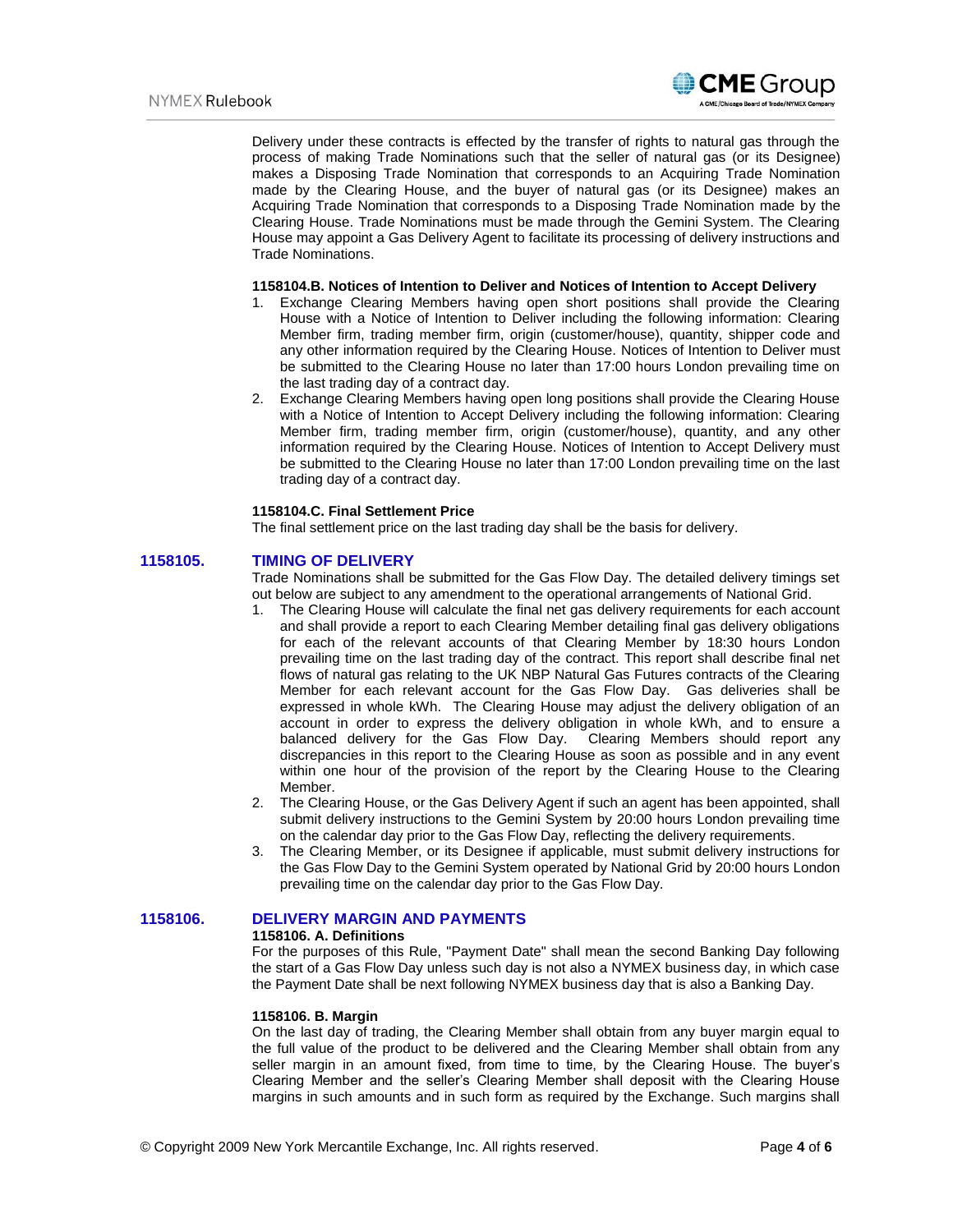Delivery under these contracts is effected by the transfer of rights to natural gas through the process of making Trade Nominations such that the seller of natural gas (or its Designee) makes a Disposing Trade Nomination that corresponds to an Acquiring Trade Nomination made by the Clearing House, and the buyer of natural gas (or its Designee) makes an Acquiring Trade Nomination that corresponds to a Disposing Trade Nomination made by the Clearing House. Trade Nominations must be made through the Gemini System. The Clearing House may appoint a Gas Delivery Agent to facilitate its processing of delivery instructions and Trade Nominations.

**1158104.B. Notices of Intention to Deliver and Notices of Intention to Accept Delivery**

1. Exchange Clearing Members having open short positions shall provide the Clearing House with a Notice of Intention to Deliver including the following information: Clearing Member firm, trading member firm, origin (customer/house), quantity, shipper code and any other information required by the Clearing House. Notices of Intention to Deliver must be submitted to the Clearing House no later than 17:00 hours London prevailing time on the last trading day of a contract day.
2. Exchange Clearing Members having open long positions shall provide the Clearing House with a Notice of Intention to Accept Delivery including the following information: Clearing Member firm, trading member firm, origin (customer/house), quantity, and any other information required by the Clearing House. Notices of Intention to Accept Delivery must be submitted to the Clearing House no later than 17:00 London prevailing time on the last trading day of a contract day.

**1158104.C. Final Settlement Price**

The final settlement price on the last trading day shall be the basis for delivery.

## 1158105. TIMING OF DELIVERY

Trade Nominations shall be submitted for the Gas Flow Day. The detailed delivery timings set out below are subject to any amendment to the operational arrangements of National Grid.

1. The Clearing House will calculate the final net gas delivery requirements for each account and shall provide a report to each Clearing Member detailing final gas delivery obligations for each of the relevant accounts of that Clearing Member by 18:30 hours London prevailing time on the last trading day of the contract. This report shall describe final net flows of natural gas relating to the UK NBP Natural Gas Futures contracts of the Clearing Member for each relevant account for the Gas Flow Day. Gas deliveries shall be expressed in whole kWh. The Clearing House may adjust the delivery obligation of an account in order to express the delivery obligation in whole kWh, and to ensure a balanced delivery for the Gas Flow Day. Clearing Members should report any discrepancies in this report to the Clearing House as soon as possible and in any event within one hour of the provision of the report by the Clearing House to the Clearing Member.
2. The Clearing House, or the Gas Delivery Agent if such an agent has been appointed, shall submit delivery instructions to the Gemini System by 20:00 hours London prevailing time on the calendar day prior to the Gas Flow Day, reflecting the delivery requirements.
3. The Clearing Member, or its Designee if applicable, must submit delivery instructions for the Gas Flow Day to the Gemini System operated by National Grid by 20:00 hours London prevailing time on the calendar day prior to the Gas Flow Day.

## 1158106. DELIVERY MARGIN AND PAYMENTS

**1158106. A. Definitions**

For the purposes of this Rule, "Payment Date" shall mean the second Banking Day following the start of a Gas Flow Day unless such day is not also a NYMEX business day, in which case the Payment Date shall be next following NYMEX business day that is also a Banking Day.

**1158106. B. Margin**

On the last day of trading, the Clearing Member shall obtain from any buyer margin equal to the full value of the product to be delivered and the Clearing Member shall obtain from any seller margin in an amount fixed, from time to time, by the Clearing House. The buyer's Clearing Member and the seller's Clearing Member shall deposit with the Clearing House margins in such amounts and in such form as required by the Exchange. Such margins shall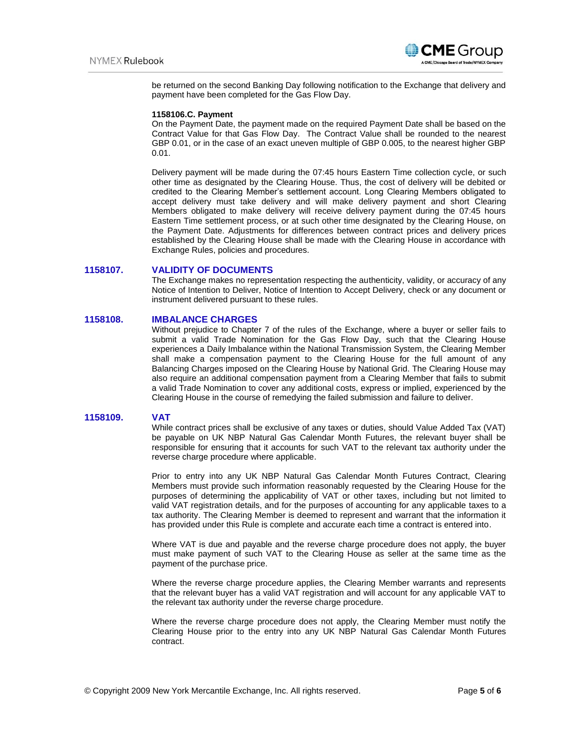be returned on the second Banking Day following notification to the Exchange that delivery and payment have been completed for the Gas Flow Day.

**1158106.C. Payment**

On the Payment Date, the payment made on the required Payment Date shall be based on the Contract Value for that Gas Flow Day. The Contract Value shall be rounded to the nearest GBP 0.01, or in the case of an exact uneven multiple of GBP 0.005, to the nearest higher GBP 0.01.

Delivery payment will be made during the 07:45 hours Eastern Time collection cycle, or such other time as designated by the Clearing House. Thus, the cost of delivery will be debited or credited to the Clearing Member's settlement account. Long Clearing Members obligated to accept delivery must take delivery and will make delivery payment and short Clearing Members obligated to make delivery will receive delivery payment during the 07:45 hours Eastern Time settlement process, or at such other time designated by the Clearing House, on the Payment Date. Adjustments for differences between contract prices and delivery prices established by the Clearing House shall be made with the Clearing House in accordance with Exchange Rules, policies and procedures.

## 1158107. VALIDITY OF DOCUMENTS

The Exchange makes no representation respecting the authenticity, validity, or accuracy of any Notice of Intention to Deliver, Notice of Intention to Accept Delivery, check or any document or instrument delivered pursuant to these rules.

## 1158108. IMBALANCE CHARGES

Without prejudice to Chapter 7 of the rules of the Exchange, where a buyer or seller fails to submit a valid Trade Nomination for the Gas Flow Day, such that the Clearing House experiences a Daily Imbalance within the National Transmission System, the Clearing Member shall make a compensation payment to the Clearing House for the full amount of any Balancing Charges imposed on the Clearing House by National Grid. The Clearing House may also require an additional compensation payment from a Clearing Member that fails to submit a valid Trade Nomination to cover any additional costs, express or implied, experienced by the Clearing House in the course of remedying the failed submission and failure to deliver.

## 1158109. VAT

While contract prices shall be exclusive of any taxes or duties, should Value Added Tax (VAT) be payable on UK NBP Natural Gas Calendar Month Futures, the relevant buyer shall be responsible for ensuring that it accounts for such VAT to the relevant tax authority under the reverse charge procedure where applicable.

Prior to entry into any UK NBP Natural Gas Calendar Month Futures Contract, Clearing Members must provide such information reasonably requested by the Clearing House for the purposes of determining the applicability of VAT or other taxes, including but not limited to valid VAT registration details, and for the purposes of accounting for any applicable taxes to a tax authority. The Clearing Member is deemed to represent and warrant that the information it has provided under this Rule is complete and accurate each time a contract is entered into.

Where VAT is due and payable and the reverse charge procedure does not apply, the buyer must make payment of such VAT to the Clearing House as seller at the same time as the payment of the purchase price.

Where the reverse charge procedure applies, the Clearing Member warrants and represents that the relevant buyer has a valid VAT registration and will account for any applicable VAT to the relevant tax authority under the reverse charge procedure.

Where the reverse charge procedure does not apply, the Clearing Member must notify the Clearing House prior to the entry into any UK NBP Natural Gas Calendar Month Futures contract.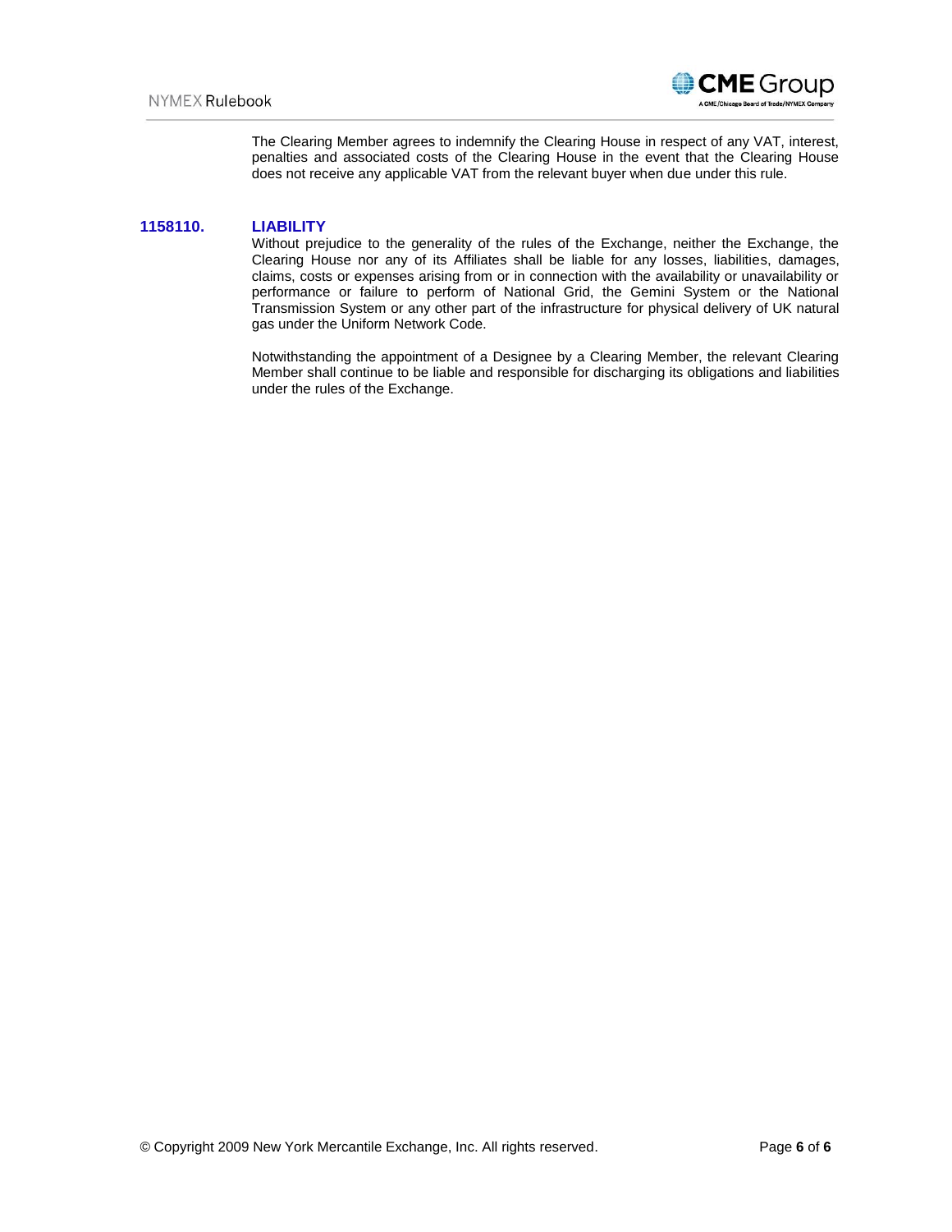The Clearing Member agrees to indemnify the Clearing House in respect of any VAT, interest, penalties and associated costs of the Clearing House in the event that the Clearing House does not receive any applicable VAT from the relevant buyer when due under this rule.

### 1158110. LIABILITY

Without prejudice to the generality of the rules of the Exchange, neither the Exchange, the Clearing House nor any of its Affiliates shall be liable for any losses, liabilities, damages, claims, costs or expenses arising from or in connection with the availability or unavailability or performance or failure to perform of National Grid, the Gemini System or the National Transmission System or any other part of the infrastructure for physical delivery of UK natural gas under the Uniform Network Code.

Notwithstanding the appointment of a Designee by a Clearing Member, the relevant Clearing Member shall continue to be liable and responsible for discharging its obligations and liabilities under the rules of the Exchange.